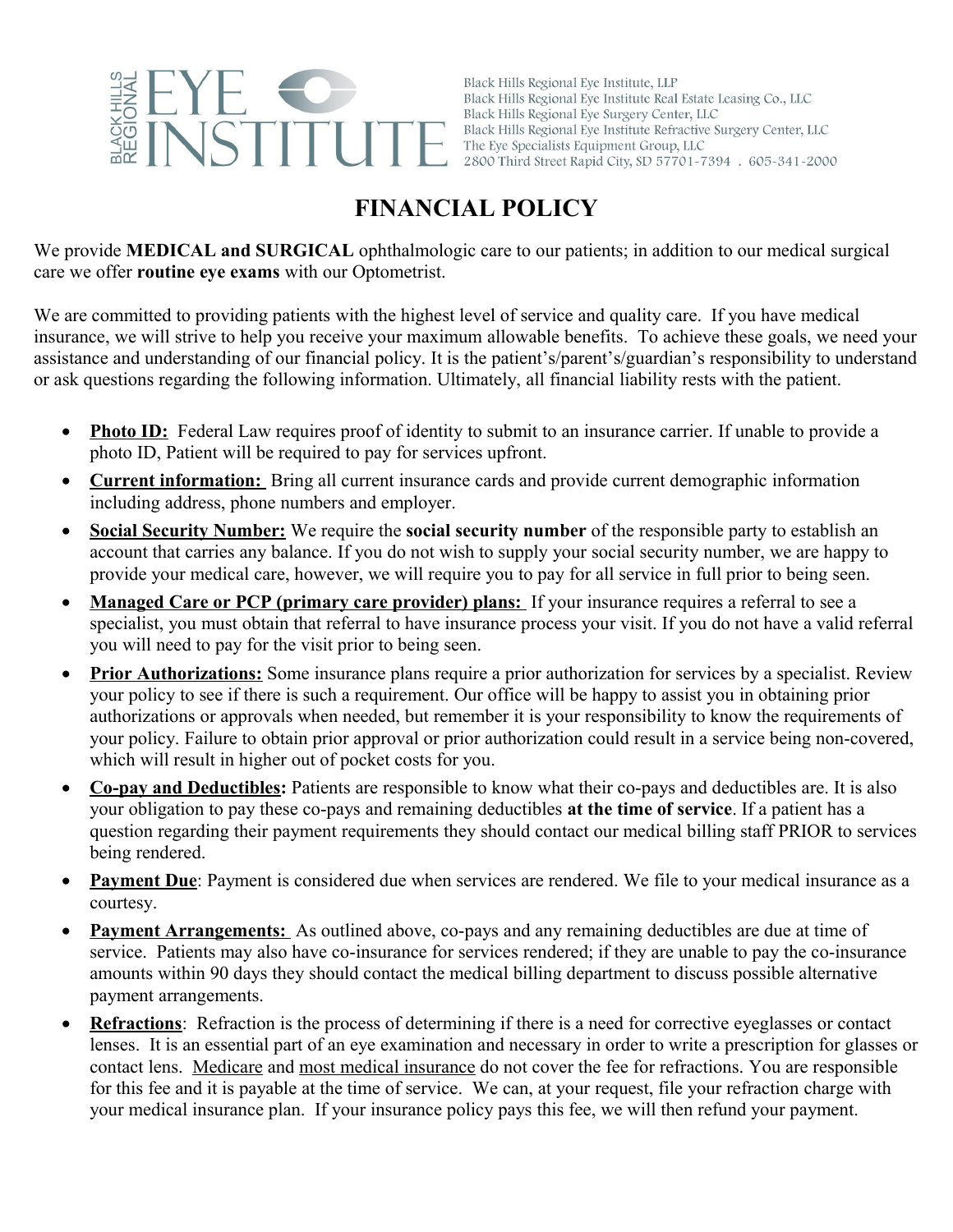BLACK HILLS REGIONAL EYE INSTITUTE

Black Hills Regional Eye Institute, LLP
Black Hills Regional Eye Institute Real Estate Leasing Co., LLC
Black Hills Regional Eye Surgery Center, LLC
Black Hills Regional Eye Institute Refractive Surgery Center, LLC
The Eye Specialists Equipment Group, LLC
2800 Third Street Rapid City, SD 57701-7394 . 605-341-2000

# FINANCIAL POLICY

We provide **MEDICAL and SURGICAL** ophthalmologic care to our patients; in addition to our medical surgical care we offer **routine eye exams** with our Optometrist.

We are committed to providing patients with the highest level of service and quality care. If you have medical insurance, we will strive to help you receive your maximum allowable benefits. To achieve these goals, we need your assistance and understanding of our financial policy. It is the patient's/parent's/guardian's responsibility to understand or ask questions regarding the following information. Ultimately, all financial liability rests with the patient.

- **Photo ID:** Federal Law requires proof of identity to submit to an insurance carrier. If unable to provide a photo ID, Patient will be required to pay for services upfront.
- **Current information:** Bring all current insurance cards and provide current demographic information including address, phone numbers and employer.
- **Social Security Number:** We require the **social security number** of the responsible party to establish an account that carries any balance. If you do not wish to supply your social security number, we are happy to provide your medical care, however, we will require you to pay for all service in full prior to being seen.
- **Managed Care or PCP (primary care provider) plans:** If your insurance requires a referral to see a specialist, you must obtain that referral to have insurance process your visit. If you do not have a valid referral you will need to pay for the visit prior to being seen.
- **Prior Authorizations:** Some insurance plans require a prior authorization for services by a specialist. Review your policy to see if there is such a requirement. Our office will be happy to assist you in obtaining prior authorizations or approvals when needed, but remember it is your responsibility to know the requirements of your policy. Failure to obtain prior approval or prior authorization could result in a service being non-covered, which will result in higher out of pocket costs for you.
- **Co-pay and Deductibles:** Patients are responsible to know what their co-pays and deductibles are. It is also your obligation to pay these co-pays and remaining deductibles **at the time of service**. If a patient has a question regarding their payment requirements they should contact our medical billing staff PRIOR to services being rendered.
- **Payment Due**: Payment is considered due when services are rendered. We file to your medical insurance as a courtesy.
- **Payment Arrangements:** As outlined above, co-pays and any remaining deductibles are due at time of service. Patients may also have co-insurance for services rendered; if they are unable to pay the co-insurance amounts within 90 days they should contact the medical billing department to discuss possible alternative payment arrangements.
- **Refractions**: Refraction is the process of determining if there is a need for corrective eyeglasses or contact lenses. It is an essential part of an eye examination and necessary in order to write a prescription for glasses or contact lens. Medicare and most medical insurance do not cover the fee for refractions. You are responsible for this fee and it is payable at the time of service. We can, at your request, file your refraction charge with your medical insurance plan. If your insurance policy pays this fee, we will then refund your payment.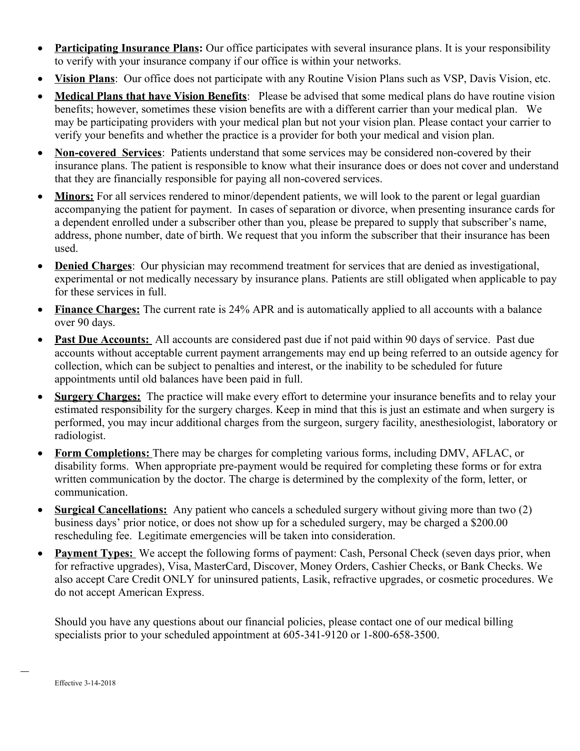- **Participating Insurance Plans:** Our office participates with several insurance plans. It is your responsibility to verify with your insurance company if our office is within your networks.
- **Vision Plans**: Our office does not participate with any Routine Vision Plans such as VSP, Davis Vision, etc.
- **Medical Plans that have Vision Benefits**: Please be advised that some medical plans do have routine vision benefits; however, sometimes these vision benefits are with a different carrier than your medical plan. We may be participating providers with your medical plan but not your vision plan. Please contact your carrier to verify your benefits and whether the practice is a provider for both your medical and vision plan.
- **Non-covered Services**: Patients understand that some services may be considered non-covered by their insurance plans. The patient is responsible to know what their insurance does or does not cover and understand that they are financially responsible for paying all non-covered services.
- **Minors:** For all services rendered to minor/dependent patients, we will look to the parent or legal guardian accompanying the patient for payment. In cases of separation or divorce, when presenting insurance cards for a dependent enrolled under a subscriber other than you, please be prepared to supply that subscriber's name, address, phone number, date of birth. We request that you inform the subscriber that their insurance has been used.
- **Denied Charges**: Our physician may recommend treatment for services that are denied as investigational, experimental or not medically necessary by insurance plans. Patients are still obligated when applicable to pay for these services in full.
- **Finance Charges:** The current rate is 24% APR and is automatically applied to all accounts with a balance over 90 days.
- **Past Due Accounts:** All accounts are considered past due if not paid within 90 days of service. Past due accounts without acceptable current payment arrangements may end up being referred to an outside agency for collection, which can be subject to penalties and interest, or the inability to be scheduled for future appointments until old balances have been paid in full.
- **Surgery Charges:** The practice will make every effort to determine your insurance benefits and to relay your estimated responsibility for the surgery charges. Keep in mind that this is just an estimate and when surgery is performed, you may incur additional charges from the surgeon, surgery facility, anesthesiologist, laboratory or radiologist.
- **Form Completions:** There may be charges for completing various forms, including DMV, AFLAC, or disability forms. When appropriate pre-payment would be required for completing these forms or for extra written communication by the doctor. The charge is determined by the complexity of the form, letter, or communication.
- **Surgical Cancellations:** Any patient who cancels a scheduled surgery without giving more than two (2) business days' prior notice, or does not show up for a scheduled surgery, may be charged a $200.00 rescheduling fee. Legitimate emergencies will be taken into consideration.
- **Payment Types:** We accept the following forms of payment: Cash, Personal Check (seven days prior, when for refractive upgrades), Visa, MasterCard, Discover, Money Orders, Cashier Checks, or Bank Checks. We also accept Care Credit ONLY for uninsured patients, Lasik, refractive upgrades, or cosmetic procedures. We do not accept American Express.

Should you have any questions about our financial policies, please contact one of our medical billing specialists prior to your scheduled appointment at 605-341-9120 or 1-800-658-3500.

Effective 3-14-2018